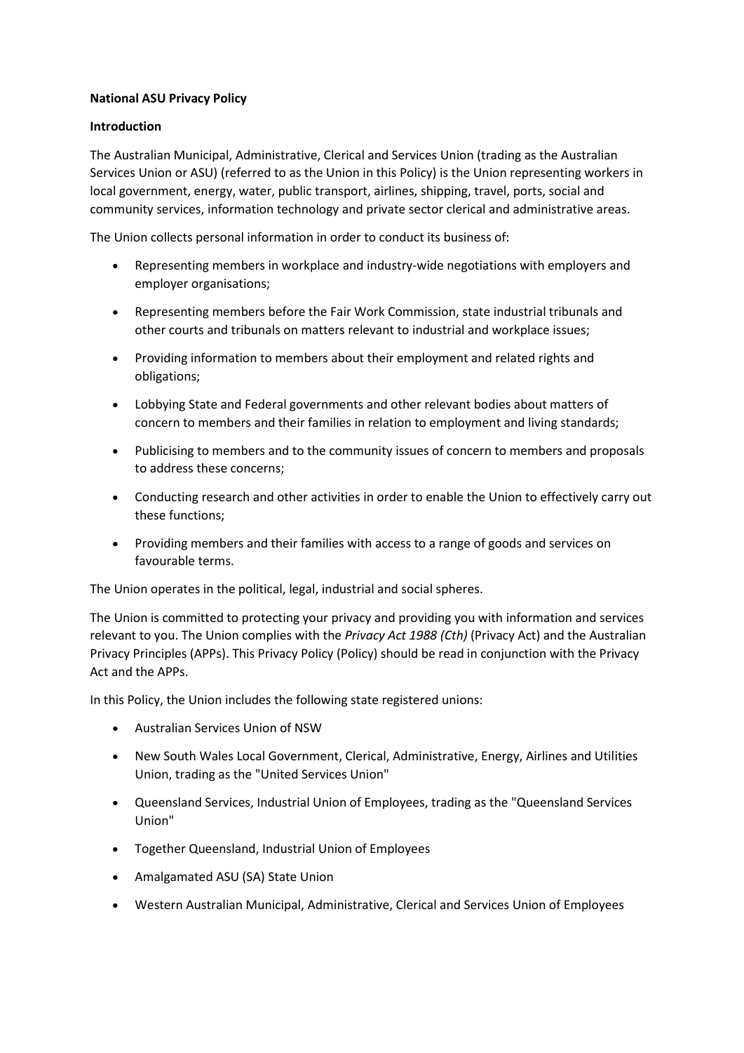**National ASU Privacy Policy**

**Introduction**

The Australian Municipal, Administrative, Clerical and Services Union (trading as the Australian Services Union or ASU) (referred to as the Union in this Policy) is the Union representing workers in local government, energy, water, public transport, airlines, shipping, travel, ports, social and community services, information technology and private sector clerical and administrative areas.

The Union collects personal information in order to conduct its business of:

- Representing members in workplace and industry-wide negotiations with employers and employer organisations;
- Representing members before the Fair Work Commission, state industrial tribunals and other courts and tribunals on matters relevant to industrial and workplace issues;
- Providing information to members about their employment and related rights and obligations;
- Lobbying State and Federal governments and other relevant bodies about matters of concern to members and their families in relation to employment and living standards;
- Publicising to members and to the community issues of concern to members and proposals to address these concerns;
- Conducting research and other activities in order to enable the Union to effectively carry out these functions;
- Providing members and their families with access to a range of goods and services on favourable terms.

The Union operates in the political, legal, industrial and social spheres.

The Union is committed to protecting your privacy and providing you with information and services relevant to you. The Union complies with the *Privacy Act 1988 (Cth)* (Privacy Act) and the Australian Privacy Principles (APPs). This Privacy Policy (Policy) should be read in conjunction with the Privacy Act and the APPs.

In this Policy, the Union includes the following state registered unions:

- Australian Services Union of NSW
- New South Wales Local Government, Clerical, Administrative, Energy, Airlines and Utilities Union, trading as the "United Services Union"
- Queensland Services, Industrial Union of Employees, trading as the "Queensland Services Union"
- Together Queensland, Industrial Union of Employees
- Amalgamated ASU (SA) State Union
- Western Australian Municipal, Administrative, Clerical and Services Union of Employees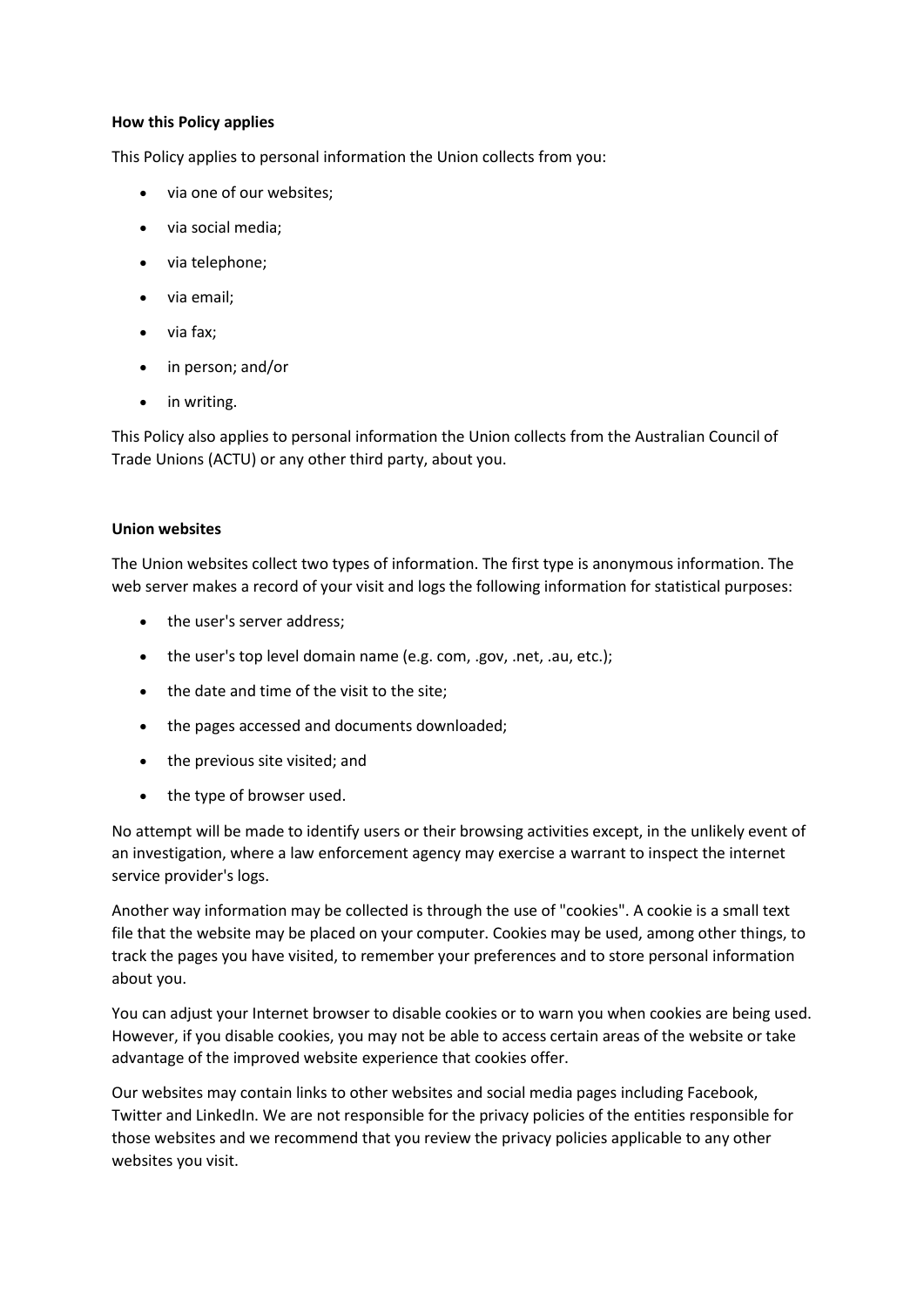**How this Policy applies**

This Policy applies to personal information the Union collects from you:

- via one of our websites;
- via social media;
- via telephone;
- via email;
- via fax;
- in person; and/or
- in writing.

This Policy also applies to personal information the Union collects from the Australian Council of Trade Unions (ACTU) or any other third party, about you.

**Union websites**

The Union websites collect two types of information. The first type is anonymous information. The web server makes a record of your visit and logs the following information for statistical purposes:

- the user's server address;
- the user's top level domain name (e.g. com, .gov, .net, .au, etc.);
- the date and time of the visit to the site;
- the pages accessed and documents downloaded;
- the previous site visited; and
- the type of browser used.

No attempt will be made to identify users or their browsing activities except, in the unlikely event of an investigation, where a law enforcement agency may exercise a warrant to inspect the internet service provider's logs.

Another way information may be collected is through the use of "cookies". A cookie is a small text file that the website may be placed on your computer. Cookies may be used, among other things, to track the pages you have visited, to remember your preferences and to store personal information about you.

You can adjust your Internet browser to disable cookies or to warn you when cookies are being used. However, if you disable cookies, you may not be able to access certain areas of the website or take advantage of the improved website experience that cookies offer.

Our websites may contain links to other websites and social media pages including Facebook, Twitter and LinkedIn. We are not responsible for the privacy policies of the entities responsible for those websites and we recommend that you review the privacy policies applicable to any other websites you visit.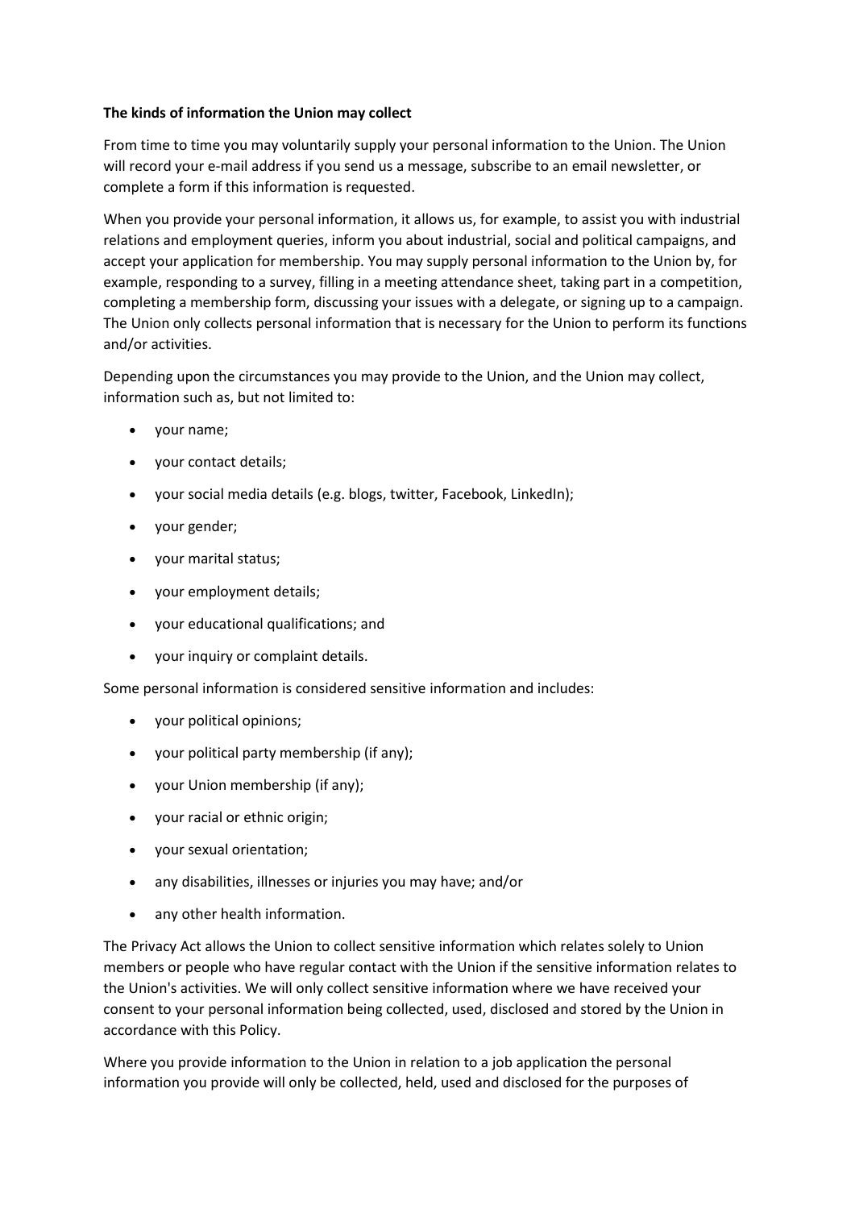**The kinds of information the Union may collect**

From time to time you may voluntarily supply your personal information to the Union. The Union will record your e-mail address if you send us a message, subscribe to an email newsletter, or complete a form if this information is requested.

When you provide your personal information, it allows us, for example, to assist you with industrial relations and employment queries, inform you about industrial, social and political campaigns, and accept your application for membership. You may supply personal information to the Union by, for example, responding to a survey, filling in a meeting attendance sheet, taking part in a competition, completing a membership form, discussing your issues with a delegate, or signing up to a campaign. The Union only collects personal information that is necessary for the Union to perform its functions and/or activities.

Depending upon the circumstances you may provide to the Union, and the Union may collect, information such as, but not limited to:

- your name;
- your contact details;
- your social media details (e.g. blogs, twitter, Facebook, LinkedIn);
- your gender;
- your marital status;
- your employment details;
- your educational qualifications; and
- your inquiry or complaint details.

Some personal information is considered sensitive information and includes:

- your political opinions;
- your political party membership (if any);
- your Union membership (if any);
- your racial or ethnic origin;
- your sexual orientation;
- any disabilities, illnesses or injuries you may have; and/or
- any other health information.

The Privacy Act allows the Union to collect sensitive information which relates solely to Union members or people who have regular contact with the Union if the sensitive information relates to the Union's activities. We will only collect sensitive information where we have received your consent to your personal information being collected, used, disclosed and stored by the Union in accordance with this Policy.

Where you provide information to the Union in relation to a job application the personal information you provide will only be collected, held, used and disclosed for the purposes of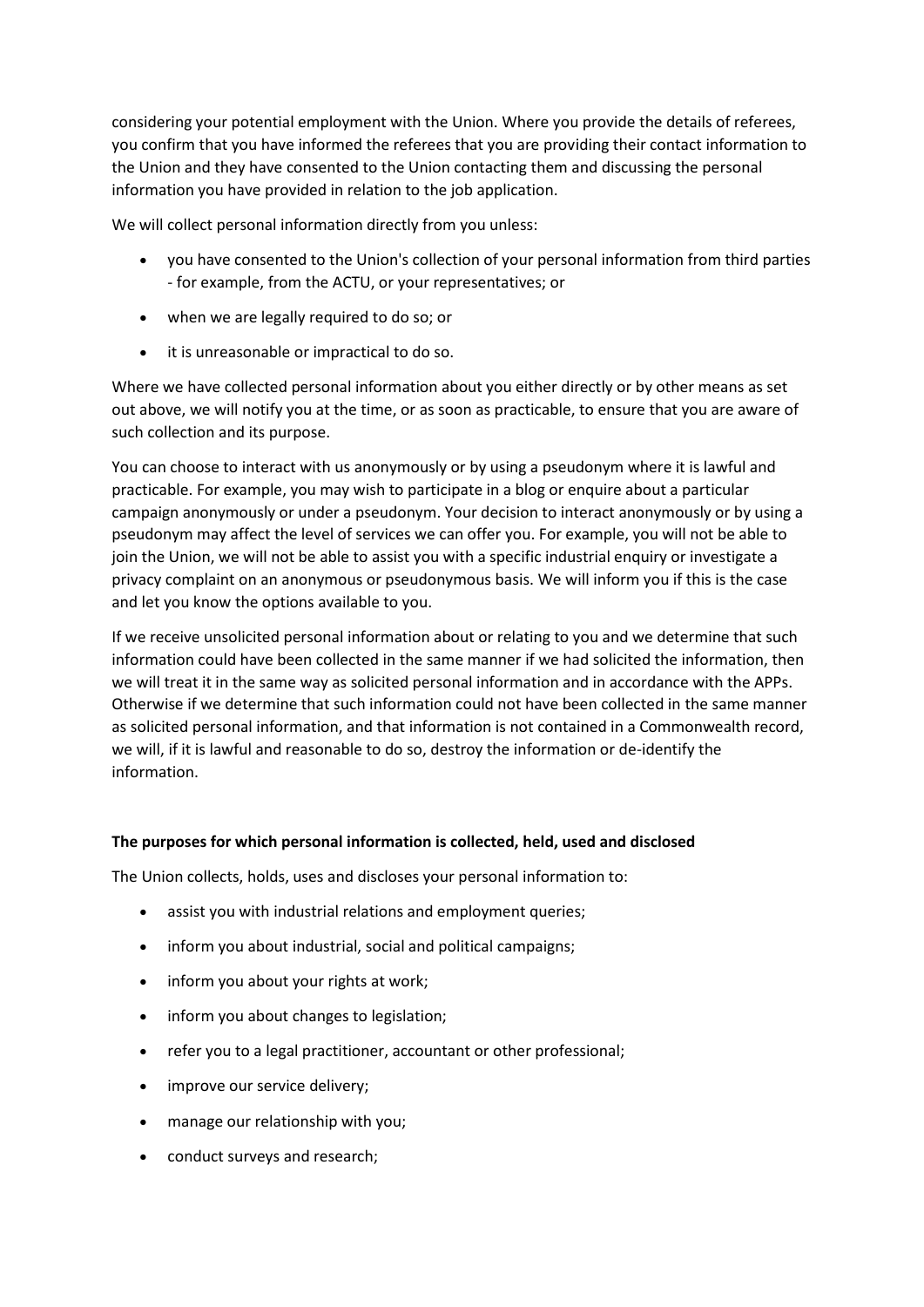considering your potential employment with the Union. Where you provide the details of referees, you confirm that you have informed the referees that you are providing their contact information to the Union and they have consented to the Union contacting them and discussing the personal information you have provided in relation to the job application.

We will collect personal information directly from you unless:

- you have consented to the Union's collection of your personal information from third parties - for example, from the ACTU, or your representatives; or
- when we are legally required to do so; or
- it is unreasonable or impractical to do so.

Where we have collected personal information about you either directly or by other means as set out above, we will notify you at the time, or as soon as practicable, to ensure that you are aware of such collection and its purpose.

You can choose to interact with us anonymously or by using a pseudonym where it is lawful and practicable. For example, you may wish to participate in a blog or enquire about a particular campaign anonymously or under a pseudonym. Your decision to interact anonymously or by using a pseudonym may affect the level of services we can offer you. For example, you will not be able to join the Union, we will not be able to assist you with a specific industrial enquiry or investigate a privacy complaint on an anonymous or pseudonymous basis. We will inform you if this is the case and let you know the options available to you.

If we receive unsolicited personal information about or relating to you and we determine that such information could have been collected in the same manner if we had solicited the information, then we will treat it in the same way as solicited personal information and in accordance with the APPs. Otherwise if we determine that such information could not have been collected in the same manner as solicited personal information, and that information is not contained in a Commonwealth record, we will, if it is lawful and reasonable to do so, destroy the information or de-identify the information.

**The purposes for which personal information is collected, held, used and disclosed**

The Union collects, holds, uses and discloses your personal information to:

- assist you with industrial relations and employment queries;
- inform you about industrial, social and political campaigns;
- inform you about your rights at work;
- inform you about changes to legislation;
- refer you to a legal practitioner, accountant or other professional;
- improve our service delivery;
- manage our relationship with you;
- conduct surveys and research;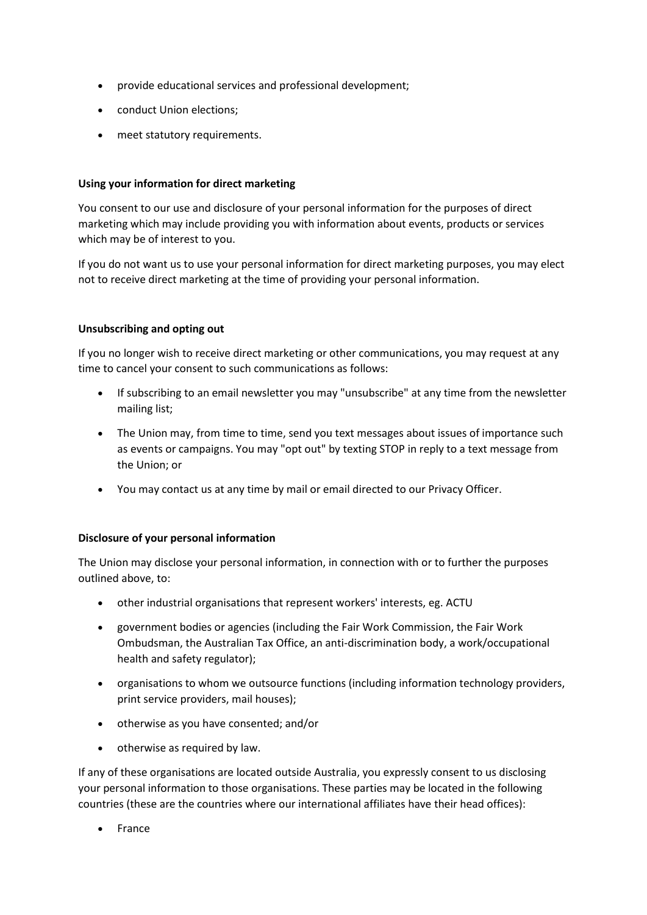- provide educational services and professional development;
- conduct Union elections;
- meet statutory requirements.

**Using your information for direct marketing**

You consent to our use and disclosure of your personal information for the purposes of direct marketing which may include providing you with information about events, products or services which may be of interest to you.

If you do not want us to use your personal information for direct marketing purposes, you may elect not to receive direct marketing at the time of providing your personal information.

**Unsubscribing and opting out**

If you no longer wish to receive direct marketing or other communications, you may request at any time to cancel your consent to such communications as follows:

- If subscribing to an email newsletter you may "unsubscribe" at any time from the newsletter mailing list;
- The Union may, from time to time, send you text messages about issues of importance such as events or campaigns. You may "opt out" by texting STOP in reply to a text message from the Union; or
- You may contact us at any time by mail or email directed to our Privacy Officer.

**Disclosure of your personal information**

The Union may disclose your personal information, in connection with or to further the purposes outlined above, to:

- other industrial organisations that represent workers' interests, eg. ACTU
- government bodies or agencies (including the Fair Work Commission, the Fair Work Ombudsman, the Australian Tax Office, an anti-discrimination body, a work/occupational health and safety regulator);
- organisations to whom we outsource functions (including information technology providers, print service providers, mail houses);
- otherwise as you have consented; and/or
- otherwise as required by law.

If any of these organisations are located outside Australia, you expressly consent to us disclosing your personal information to those organisations. These parties may be located in the following countries (these are the countries where our international affiliates have their head offices):

- France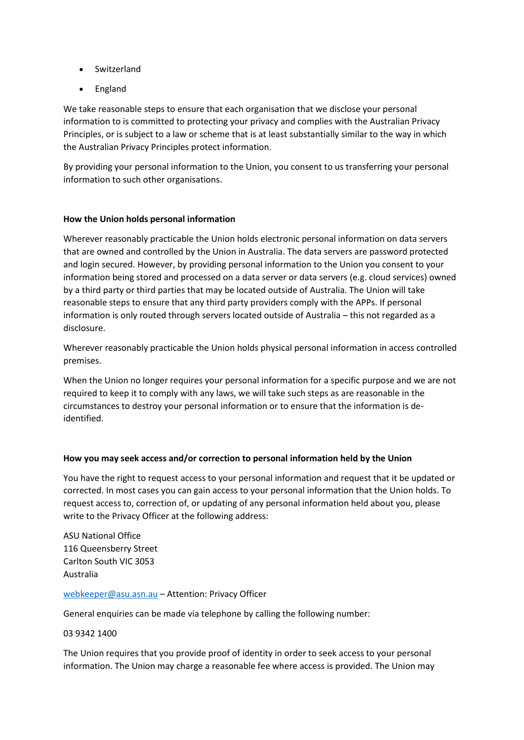- Switzerland
- England

We take reasonable steps to ensure that each organisation that we disclose your personal information to is committed to protecting your privacy and complies with the Australian Privacy Principles, or is subject to a law or scheme that is at least substantially similar to the way in which the Australian Privacy Principles protect information.

By providing your personal information to the Union, you consent to us transferring your personal information to such other organisations.

**How the Union holds personal information**

Wherever reasonably practicable the Union holds electronic personal information on data servers that are owned and controlled by the Union in Australia. The data servers are password protected and login secured. However, by providing personal information to the Union you consent to your information being stored and processed on a data server or data servers (e.g. cloud services) owned by a third party or third parties that may be located outside of Australia. The Union will take reasonable steps to ensure that any third party providers comply with the APPs. If personal information is only routed through servers located outside of Australia – this not regarded as a disclosure.

Wherever reasonably practicable the Union holds physical personal information in access controlled premises.

When the Union no longer requires your personal information for a specific purpose and we are not required to keep it to comply with any laws, we will take such steps as are reasonable in the circumstances to destroy your personal information or to ensure that the information is de-identified.

**How you may seek access and/or correction to personal information held by the Union**

You have the right to request access to your personal information and request that it be updated or corrected. In most cases you can gain access to your personal information that the Union holds. To request access to, correction of, or updating of any personal information held about you, please write to the Privacy Officer at the following address:

ASU National Office
116 Queensberry Street
Carlton South VIC 3053
Australia

webkeeper@asu.asn.au – Attention: Privacy Officer

General enquiries can be made via telephone by calling the following number:

03 9342 1400

The Union requires that you provide proof of identity in order to seek access to your personal information. The Union may charge a reasonable fee where access is provided. The Union may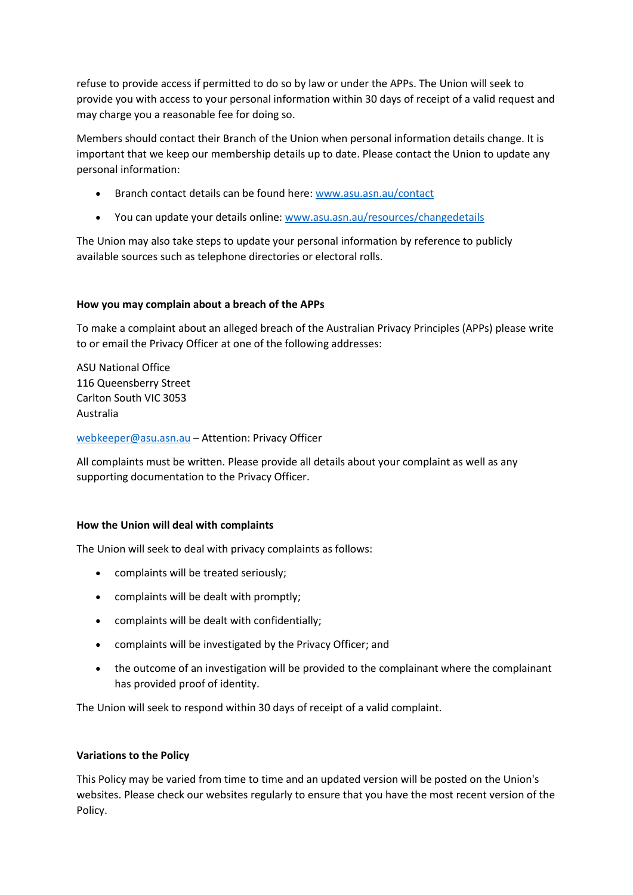refuse to provide access if permitted to do so by law or under the APPs. The Union will seek to provide you with access to your personal information within 30 days of receipt of a valid request and may charge you a reasonable fee for doing so.

Members should contact their Branch of the Union when personal information details change. It is important that we keep our membership details up to date. Please contact the Union to update any personal information:

- Branch contact details can be found here: [www.asu.asn.au/contact](www.asu.asn.au/contact)
- You can update your details online: [www.asu.asn.au/resources/changedetails](www.asu.asn.au/resources/changedetails)

The Union may also take steps to update your personal information by reference to publicly available sources such as telephone directories or electoral rolls.

**How you may complain about a breach of the APPs**

To make a complaint about an alleged breach of the Australian Privacy Principles (APPs) please write to or email the Privacy Officer at one of the following addresses:

ASU National Office
116 Queensberry Street
Carlton South VIC 3053
Australia

[webkeeper@asu.asn.au](mailto:webkeeper@asu.asn.au) – Attention: Privacy Officer

All complaints must be written. Please provide all details about your complaint as well as any supporting documentation to the Privacy Officer.

**How the Union will deal with complaints**

The Union will seek to deal with privacy complaints as follows:

- complaints will be treated seriously;
- complaints will be dealt with promptly;
- complaints will be dealt with confidentially;
- complaints will be investigated by the Privacy Officer; and
- the outcome of an investigation will be provided to the complainant where the complainant has provided proof of identity.

The Union will seek to respond within 30 days of receipt of a valid complaint.

**Variations to the Policy**

This Policy may be varied from time to time and an updated version will be posted on the Union's websites. Please check our websites regularly to ensure that you have the most recent version of the Policy.